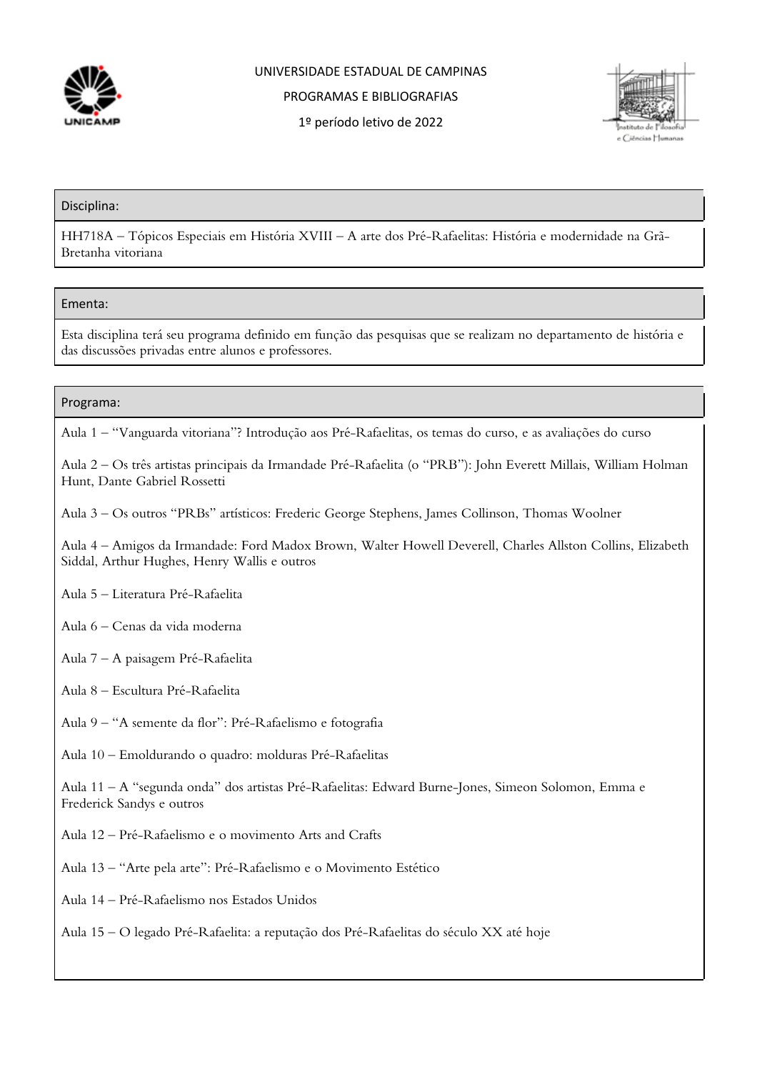UNIVERSIDADE ESTADUAL DE CAMPINAS

PROGRAMAS E BIBLIOGRAFIAS

1º período letivo de 2022

## Disciplina:

HH718A – Tópicos Especiais em História XVIII – A arte dos Pré-Rafaelitas: História e modernidade na Grã-Bretanha vitoriana

## Ementa:

Esta disciplina terá seu programa definido em função das pesquisas que se realizam no departamento de história e das discussões privadas entre alunos e professores.

## Programa:

Aula 1 – "Vanguarda vitoriana"? Introdução aos Pré-Rafaelitas, os temas do curso, e as avaliações do curso

Aula 2 – Os três artistas principais da Irmandade Pré-Rafaelita (o "PRB"): John Everett Millais, William Holman Hunt, Dante Gabriel Rossetti

Aula 3 – Os outros "PRBs" artísticos: Frederic George Stephens, James Collinson, Thomas Woolner

Aula 4 – Amigos da Irmandade: Ford Madox Brown, Walter Howell Deverell, Charles Allston Collins, Elizabeth Siddal, Arthur Hughes, Henry Wallis e outros

Aula 5 – Literatura Pré-Rafaelita

Aula 6 – Cenas da vida moderna

Aula 7 – A paisagem Pré-Rafaelita

Aula 8 – Escultura Pré-Rafaelita

Aula 9 – "A semente da flor": Pré-Rafaelismo e fotografia

Aula 10 – Emoldurando o quadro: molduras Pré-Rafaelitas

Aula 11 – A "segunda onda" dos artistas Pré-Rafaelitas: Edward Burne-Jones, Simeon Solomon, Emma e Frederick Sandys e outros

Aula 12 – Pré-Rafaelismo e o movimento Arts and Crafts

Aula 13 – "Arte pela arte": Pré-Rafaelismo e o Movimento Estético

Aula 14 – Pré-Rafaelismo nos Estados Unidos

Aula 15 – O legado Pré-Rafaelita: a reputação dos Pré-Rafaelitas do século XX até hoje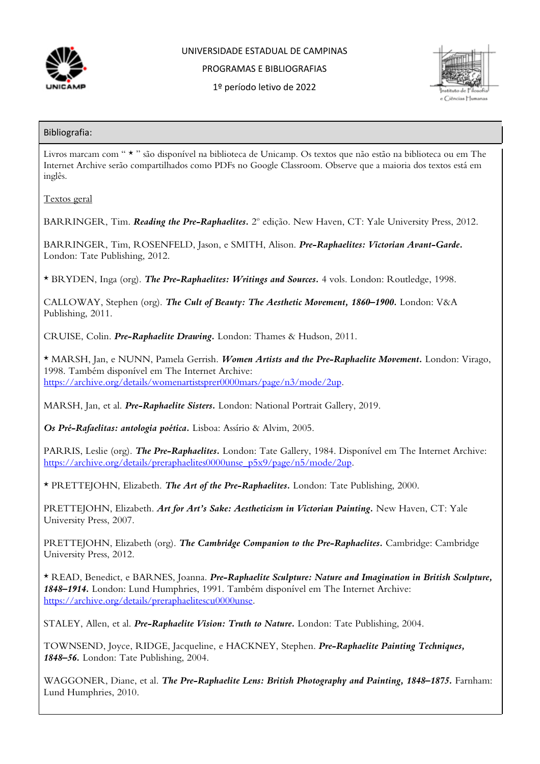UNIVERSIDADE ESTADUAL DE CAMPINAS

PROGRAMAS E BIBLIOGRAFIAS

1º período letivo de 2022

## Bibliografia:

Livros marcam com " * " são disponível na biblioteca de Unicamp. Os textos que não estão na biblioteca ou em The Internet Archive serão compartilhados como PDFs no Google Classroom. Observe que a maioria dos textos está em inglês.

<u>Textos geral</u>

BARRINGER, Tim. ***Reading the Pre-Raphaelites.*** 2º edição. New Haven, CT: Yale University Press, 2012.

BARRINGER, Tim, ROSENFELD, Jason, e SMITH, Alison. ***Pre-Raphaelites: Victorian Avant-Garde.*** London: Tate Publishing, 2012.

* BRYDEN, Inga (org). ***The Pre-Raphaelites: Writings and Sources.*** 4 vols. London: Routledge, 1998.

CALLOWAY, Stephen (org). ***The Cult of Beauty: The Aesthetic Movement, 1860–1900.*** London: V&A Publishing, 2011.

CRUISE, Colin. ***Pre-Raphaelite Drawing.*** London: Thames & Hudson, 2011.

* MARSH, Jan, e NUNN, Pamela Gerrish. ***Women Artists and the Pre-Raphaelite Movement.*** London: Virago, 1998. Também disponível em The Internet Archive: https://archive.org/details/womenartistsprer0000mars/page/n3/mode/2up.

MARSH, Jan, et al. ***Pre-Raphaelite Sisters.*** London: National Portrait Gallery, 2019.

***Os Pré-Rafaelitas: antologia poética.*** Lisboa: Assírio & Alvim, 2005.

PARRIS, Leslie (org). ***The Pre-Raphaelites.*** London: Tate Gallery, 1984. Disponível em The Internet Archive: https://archive.org/details/preraphaelites0000unse_p5x9/page/n5/mode/2up.

* PRETTEJOHN, Elizabeth. ***The Art of the Pre-Raphaelites.*** London: Tate Publishing, 2000.

PRETTEJOHN, Elizabeth. ***Art for Art's Sake: Aestheticism in Victorian Painting.*** New Haven, CT: Yale University Press, 2007.

PRETTEJOHN, Elizabeth (org). ***The Cambridge Companion to the Pre-Raphaelites.*** Cambridge: Cambridge University Press, 2012.

* READ, Benedict, e BARNES, Joanna. ***Pre-Raphaelite Sculpture: Nature and Imagination in British Sculpture, 1848–1914.*** London: Lund Humphries, 1991. Também disponível em The Internet Archive: https://archive.org/details/preraphaelitescu0000unse.

STALEY, Allen, et al. ***Pre-Raphaelite Vision: Truth to Nature.*** London: Tate Publishing, 2004.

TOWNSEND, Joyce, RIDGE, Jacqueline, e HACKNEY, Stephen. ***Pre-Raphaelite Painting Techniques, 1848–56.*** London: Tate Publishing, 2004.

WAGGONER, Diane, et al. ***The Pre-Raphaelite Lens: British Photography and Painting, 1848–1875.*** Farnham: Lund Humphries, 2010.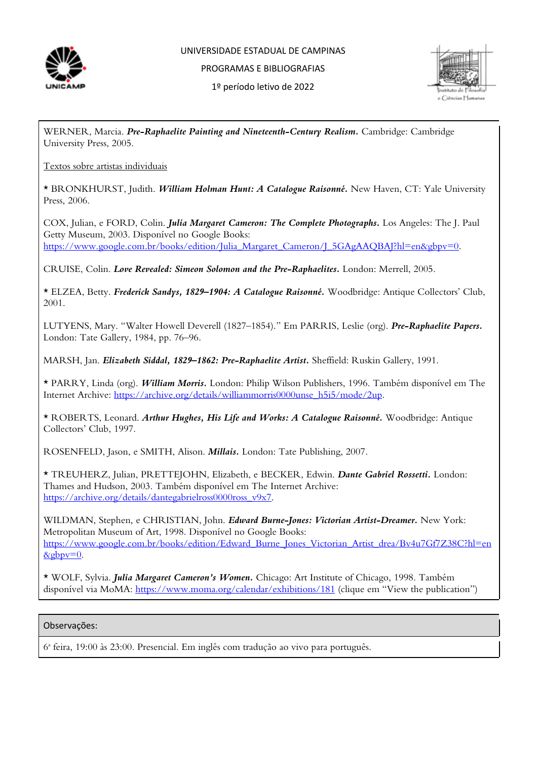WERNER, Marcia. ***Pre-Raphaelite Painting and Nineteenth-Century Realism.*** Cambridge: Cambridge University Press, 2005.

Textos sobre artistas individuais

* BRONKHURST, Judith. ***William Holman Hunt: A Catalogue Raisonné.*** New Haven, CT: Yale University Press, 2006.

COX, Julian, e FORD, Colin. ***Julia Margaret Cameron: The Complete Photographs.*** Los Angeles: The J. Paul Getty Museum, 2003. Disponível no Google Books: https://www.google.com.br/books/edition/Julia_Margaret_Cameron/J_5GAgAAQBAJ?hl=en&gbpv=0.

CRUISE, Colin. ***Love Revealed: Simeon Solomon and the Pre-Raphaelites.*** London: Merrell, 2005.

* ELZEA, Betty. ***Frederick Sandys, 1829–1904: A Catalogue Raisonné.*** Woodbridge: Antique Collectors' Club, 2001.

LUTYENS, Mary. "Walter Howell Deverell (1827–1854)." Em PARRIS, Leslie (org). ***Pre-Raphaelite Papers.*** London: Tate Gallery, 1984, pp. 76–96.

MARSH, Jan. ***Elizabeth Siddal, 1829–1862: Pre-Raphaelite Artist.*** Sheffield: Ruskin Gallery, 1991.

* PARRY, Linda (org). ***William Morris.*** London: Philip Wilson Publishers, 1996. Também disponível em The Internet Archive: https://archive.org/details/williammorris0000unse_h5i5/mode/2up.

* ROBERTS, Leonard. ***Arthur Hughes, His Life and Works: A Catalogue Raisonné.*** Woodbridge: Antique Collectors' Club, 1997.

ROSENFELD, Jason, e SMITH, Alison. ***Millais.*** London: Tate Publishing, 2007.

* TREUHERZ, Julian, PRETTEJOHN, Elizabeth, e BECKER, Edwin. ***Dante Gabriel Rossetti.*** London: Thames and Hudson, 2003. Também disponível em The Internet Archive: https://archive.org/details/dantegabrielross0000ross_v9x7.

WILDMAN, Stephen, e CHRISTIAN, John. ***Edward Burne-Jones: Victorian Artist-Dreamer.*** New York: Metropolitan Museum of Art, 1998. Disponível no Google Books: https://www.google.com.br/books/edition/Edward_Burne_Jones_Victorian_Artist_drea/Bv4u7Gf7Z38C?hl=en&gbpv=0.

* WOLF, Sylvia. ***Julia Margaret Cameron's Women.*** Chicago: Art Institute of Chicago, 1998. Também disponível via MoMA: https://www.moma.org/calendar/exhibitions/181 (clique em "View the publication")

**Observações:**

6ª feira, 19:00 às 23:00. Presencial. Em inglês com tradução ao vivo para português.